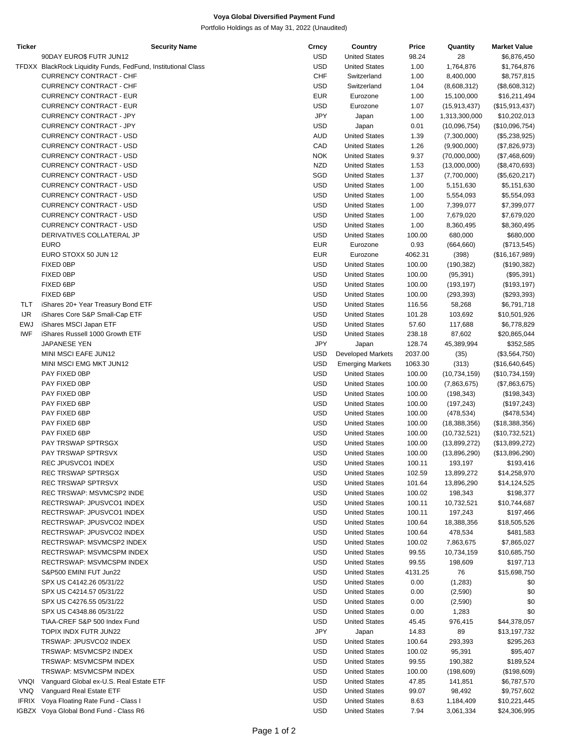**Voya Global Diversified Payment Fund**

Portfolio Holdings as of May 31, 2022 (Unaudited)

| Ticker | Security Name | Crncy | Country | Price | Quantity | Market Value |
|---|---|---|---|---|---|---|
| | 90DAY EURO$ FUTR JUN12 | USD | United States | 98.24 | 28 | $6,876,450 |
| TFDXX | BlackRock Liquidity Funds, FedFund, Institutional Class | USD | United States | 1.00 | 1,764,876 | $1,764,876 |
| | CURRENCY CONTRACT - CHF | CHF | Switzerland | 1.00 | 8,400,000 | $8,757,815 |
| | CURRENCY CONTRACT - CHF | USD | Switzerland | 1.04 | (8,608,312) | ($8,608,312) |
| | CURRENCY CONTRACT - EUR | EUR | Eurozone | 1.00 | 15,100,000 | $16,211,494 |
| | CURRENCY CONTRACT - EUR | USD | Eurozone | 1.07 | (15,913,437) | ($15,913,437) |
| | CURRENCY CONTRACT - JPY | JPY | Japan | 1.00 | 1,313,300,000 | $10,202,013 |
| | CURRENCY CONTRACT - JPY | USD | Japan | 0.01 | (10,096,754) | ($10,096,754) |
| | CURRENCY CONTRACT - USD | AUD | United States | 1.39 | (7,300,000) | ($5,238,925) |
| | CURRENCY CONTRACT - USD | CAD | United States | 1.26 | (9,900,000) | ($7,826,973) |
| | CURRENCY CONTRACT - USD | NOK | United States | 9.37 | (70,000,000) | ($7,468,609) |
| | CURRENCY CONTRACT - USD | NZD | United States | 1.53 | (13,000,000) | ($8,470,693) |
| | CURRENCY CONTRACT - USD | SGD | United States | 1.37 | (7,700,000) | ($5,620,217) |
| | CURRENCY CONTRACT - USD | USD | United States | 1.00 | 5,151,630 | $5,151,630 |
| | CURRENCY CONTRACT - USD | USD | United States | 1.00 | 5,554,093 | $5,554,093 |
| | CURRENCY CONTRACT - USD | USD | United States | 1.00 | 7,399,077 | $7,399,077 |
| | CURRENCY CONTRACT - USD | USD | United States | 1.00 | 7,679,020 | $7,679,020 |
| | CURRENCY CONTRACT - USD | USD | United States | 1.00 | 8,360,495 | $8,360,495 |
| | DERIVATIVES COLLATERAL JP | USD | United States | 100.00 | 680,000 | $680,000 |
| | EURO | EUR | Eurozone | 0.93 | (664,660) | ($713,545) |
| | EURO STOXX 50 JUN 12 | EUR | Eurozone | 4062.31 | (398) | ($16,167,989) |
| | FIXED 0BP | USD | United States | 100.00 | (190,382) | ($190,382) |
| | FIXED 0BP | USD | United States | 100.00 | (95,391) | ($95,391) |
| | FIXED 6BP | USD | United States | 100.00 | (193,197) | ($193,197) |
| | FIXED 6BP | USD | United States | 100.00 | (293,393) | ($293,393) |
| TLT | iShares 20+ Year Treasury Bond ETF | USD | United States | 116.56 | 58,268 | $6,791,718 |
| IJR | iShares Core S&P Small-Cap ETF | USD | United States | 101.28 | 103,692 | $10,501,926 |
| EWJ | iShares MSCI Japan ETF | USD | United States | 57.60 | 117,688 | $6,778,829 |
| IWF | iShares Russell 1000 Growth ETF | USD | United States | 238.18 | 87,602 | $20,865,044 |
| | JAPANESE YEN | JPY | Japan | 128.74 | 45,389,994 | $352,585 |
| | MINI MSCI EAFE JUN12 | USD | Developed Markets | 2037.00 | (35) | ($3,564,750) |
| | MINI MSCI EMG MKT JUN12 | USD | Emerging Markets | 1063.30 | (313) | ($16,640,645) |
| | PAY FIXED 0BP | USD | United States | 100.00 | (10,734,159) | ($10,734,159) |
| | PAY FIXED 0BP | USD | United States | 100.00 | (7,863,675) | ($7,863,675) |
| | PAY FIXED 0BP | USD | United States | 100.00 | (198,343) | ($198,343) |
| | PAY FIXED 6BP | USD | United States | 100.00 | (197,243) | ($197,243) |
| | PAY FIXED 6BP | USD | United States | 100.00 | (478,534) | ($478,534) |
| | PAY FIXED 6BP | USD | United States | 100.00 | (18,388,356) | ($18,388,356) |
| | PAY FIXED 6BP | USD | United States | 100.00 | (10,732,521) | ($10,732,521) |
| | PAY TRSWAP SPTRSGX | USD | United States | 100.00 | (13,899,272) | ($13,899,272) |
| | PAY TRSWAP SPTRSVX | USD | United States | 100.00 | (13,896,290) | ($13,896,290) |
| | REC JPUSVCO1 INDEX | USD | United States | 100.11 | 193,197 | $193,416 |
| | REC TRSWAP SPTRSGX | USD | United States | 102.59 | 13,899,272 | $14,258,970 |
| | REC TRSWAP SPTRSVX | USD | United States | 101.64 | 13,896,290 | $14,124,525 |
| | REC TRSWAP: MSVMCSP2 INDE | USD | United States | 100.02 | 198,343 | $198,377 |
| | RECTRSWAP: JPUSVCO1 INDEX | USD | United States | 100.11 | 10,732,521 | $10,744,687 |
| | RECTRSWAP: JPUSVCO1 INDEX | USD | United States | 100.11 | 197,243 | $197,466 |
| | RECTRSWAP: JPUSVCO2 INDEX | USD | United States | 100.64 | 18,388,356 | $18,505,526 |
| | RECTRSWAP: JPUSVCO2 INDEX | USD | United States | 100.64 | 478,534 | $481,583 |
| | RECTRSWAP: MSVMCSP2 INDEX | USD | United States | 100.02 | 7,863,675 | $7,865,027 |
| | RECTRSWAP: MSVMCSPM INDEX | USD | United States | 99.55 | 10,734,159 | $10,685,750 |
| | RECTRSWAP: MSVMCSPM INDEX | USD | United States | 99.55 | 198,609 | $197,713 |
| | S&P500 EMINI FUT Jun22 | USD | United States | 4131.25 | 76 | $15,698,750 |
| | SPX US C4142.26 05/31/22 | USD | United States | 0.00 | (1,283) | $0 |
| | SPX US C4214.57 05/31/22 | USD | United States | 0.00 | (2,590) | $0 |
| | SPX US C4276.55 05/31/22 | USD | United States | 0.00 | (2,590) | $0 |
| | SPX US C4348.86 05/31/22 | USD | United States | 0.00 | 1,283 | $0 |
| | TIAA-CREF S&P 500 Index Fund | USD | United States | 45.45 | 976,415 | $44,378,057 |
| | TOPIX INDX FUTR JUN22 | JPY | Japan | 14.83 | 89 | $13,197,732 |
| | TRSWAP: JPUSVCO2 INDEX | USD | United States | 100.64 | 293,393 | $295,263 |
| | TRSWAP: MSVMCSP2 INDEX | USD | United States | 100.02 | 95,391 | $95,407 |
| | TRSWAP: MSVMCSPM INDEX | USD | United States | 99.55 | 190,382 | $189,524 |
| | TRSWAP: MSVMCSPM INDEX | USD | United States | 100.00 | (198,609) | ($198,609) |
| VNQI | Vanguard Global ex-U.S. Real Estate ETF | USD | United States | 47.85 | 141,851 | $6,787,570 |
| VNQ | Vanguard Real Estate ETF | USD | United States | 99.07 | 98,492 | $9,757,602 |
| IFRIX | Voya Floating Rate Fund - Class I | USD | United States | 8.63 | 1,184,409 | $10,221,445 |
| IGBZX | Voya Global Bond Fund - Class R6 | USD | United States | 7.94 | 3,061,334 | $24,306,995 |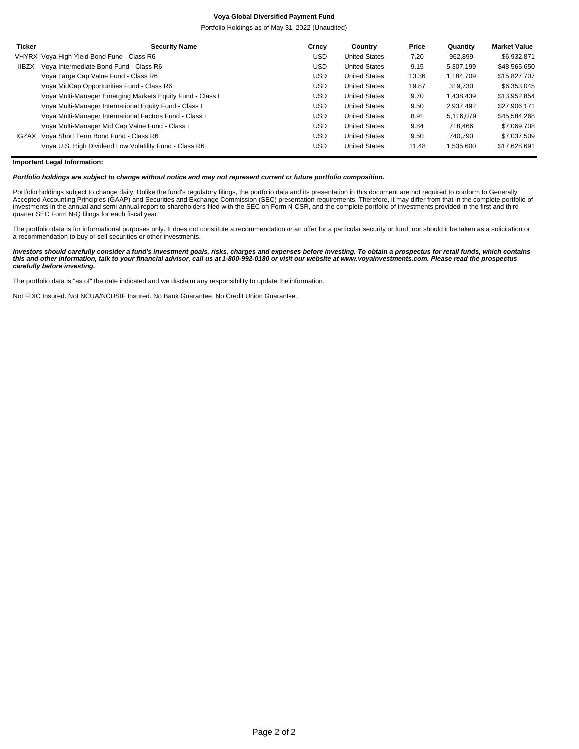**Voya Global Diversified Payment Fund**

Portfolio Holdings as of May 31, 2022 (Unaudited)

| Ticker | Security Name | Crncy | Country | Price | Quantity | Market Value |
|---|---|---|---|---|---|---|
| VHYRX | Voya High Yield Bond Fund - Class R6 | USD | United States | 7.20 | 962,899 | $6,932,871 |
| IIBZX | Voya Intermediate Bond Fund - Class R6 | USD | United States | 9.15 | 5,307,199 | $48,565,650 |
| | Voya Large Cap Value Fund - Class R6 | USD | United States | 13.36 | 1,184,709 | $15,827,707 |
| | Voya MidCap Opportunities Fund - Class R6 | USD | United States | 19.87 | 319,730 | $6,353,045 |
| | Voya Multi-Manager Emerging Markets Equity Fund - Class I | USD | United States | 9.70 | 1,438,439 | $13,952,854 |
| | Voya Multi-Manager International Equity Fund - Class I | USD | United States | 9.50 | 2,937,492 | $27,906,171 |
| | Voya Multi-Manager International Factors Fund - Class I | USD | United States | 8.91 | 5,116,079 | $45,584,268 |
| | Voya Multi-Manager Mid Cap Value Fund - Class I | USD | United States | 9.84 | 718,466 | $7,069,708 |
| IGZAX | Voya Short Term Bond Fund - Class R6 | USD | United States | 9.50 | 740,790 | $7,037,509 |
| | Voya U.S. High Dividend Low Volatility Fund - Class R6 | USD | United States | 11.48 | 1,535,600 | $17,628,691 |

**Important Legal Information:**

***Portfolio holdings are subject to change without notice and may not represent current or future portfolio composition.***

Portfolio holdings subject to change daily. Unlike the fund's regulatory filings, the portfolio data and its presentation in this document are not required to conform to Generally Accepted Accounting Principles (GAAP) and Securities and Exchange Commission (SEC) presentation requirements. Therefore, it may differ from that in the complete portfolio of investments in the annual and semi-annual report to shareholders filed with the SEC on Form N-CSR, and the complete portfolio of investments provided in the first and third quarter SEC Form N-Q filings for each fiscal year.

The portfolio data is for informational purposes only. It does not constitute a recommendation or an offer for a particular security or fund, nor should it be taken as a solicitation or a recommendation to buy or sell securities or other investments.

***Investors should carefully consider a fund's investment goals, risks, charges and expenses before investing. To obtain a prospectus for retail funds, which contains this and other information, talk to your financial advisor, call us at 1-800-992-0180 or visit our website at www.voyainvestments.com. Please read the prospectus carefully before investing.***

The portfolio data is "as of" the date indicated and we disclaim any responsibility to update the information.

Not FDIC Insured. Not NCUA/NCUSIF Insured. No Bank Guarantee. No Credit Union Guarantee.